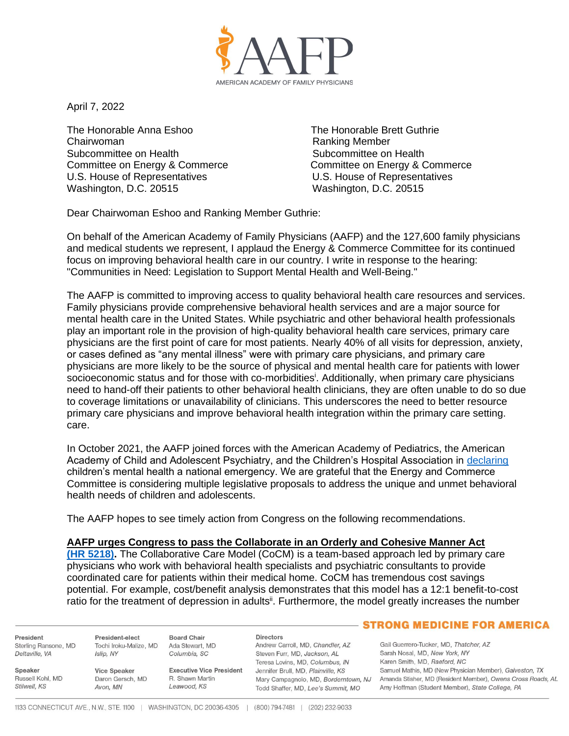AMERICAN ACADEMY OF FAMILY PHYSICIANS

April 7, 2022

The Honorable Anna Eshoo
Chairwoman
Subcommittee on Health
Committee on Energy & Commerce
U.S. House of Representatives
Washington, D.C. 20515

The Honorable Brett Guthrie
Ranking Member
Subcommittee on Health
Committee on Energy & Commerce
U.S. House of Representatives
Washington, D.C. 20515

Dear Chairwoman Eshoo and Ranking Member Guthrie:

On behalf of the American Academy of Family Physicians (AAFP) and the 127,600 family physicians and medical students we represent, I applaud the Energy & Commerce Committee for its continued focus on improving behavioral health care in our country. I write in response to the hearing: "Communities in Need: Legislation to Support Mental Health and Well-Being."

The AAFP is committed to improving access to quality behavioral health care resources and services. Family physicians provide comprehensive behavioral health services and are a major source for mental health care in the United States. While psychiatric and other behavioral health professionals play an important role in the provision of high-quality behavioral health care services, primary care physicians are the first point of care for most patients. Nearly 40% of all visits for depression, anxiety, or cases defined as "any mental illness" were with primary care physicians, and primary care physicians are more likely to be the source of physical and mental health care for patients with lower socioeconomic status and for those with co-morbidities[i]. Additionally, when primary care physicians need to hand-off their patients to other behavioral health clinicians, they are often unable to do so due to coverage limitations or unavailability of clinicians. This underscores the need to better resource primary care physicians and improve behavioral health integration within the primary care setting. care.

In October 2021, the AAFP joined forces with the American Academy of Pediatrics, the American Academy of Child and Adolescent Psychiatry, and the Children's Hospital Association in declaring children's mental health a national emergency. We are grateful that the Energy and Commerce Committee is considering multiple legislative proposals to address the unique and unmet behavioral health needs of children and adolescents.

The AAFP hopes to see timely action from Congress on the following recommendations.

**AAFP urges Congress to pass the Collaborate in an Orderly and Cohesive Manner Act (HR 5218).** The Collaborative Care Model (CoCM) is a team-based approach led by primary care physicians who work with behavioral health specialists and psychiatric consultants to provide coordinated care for patients within their medical home. CoCM has tremendous cost savings potential. For example, cost/benefit analysis demonstrates that this model has a 12:1 benefit-to-cost ratio for the treatment of depression in adults[ii]. Furthermore, the model greatly increases the number

STRONG MEDICINE FOR AMERICA

| | | | | |
|---|---|---|---|---|
| **President**<br>Sterling Ransone, MD<br>*Deltaville, VA* | **President-elect**<br>Tochi Iroku-Malize, MD<br>*Islip, NY* | **Board Chair**<br>Ada Stewart, MD<br>*Columbia, SC* | **Directors**<br>Andrew Carroll, MD, *Chandler, AZ*<br>Steven Furr, MD, *Jackson, AL*<br>Teresa Lovins, MD, *Columbus, IN*<br>Jennifer Brull, MD, *Plainville, KS*<br>Mary Campagnolo, MD, *Bordentown, NJ*<br>Todd Shaffer, MD, *Lee's Summit, MO* | Gail Guerrero-Tucker, MD, *Thatcher, AZ*<br>Sarah Nosal, MD, *New York, NY*<br>Karen Smith, MD, *Raeford, NC*<br>Samuel Mathis, MD (New Physician Member), *Galveston, TX*<br>Amanda Stisher, MD (Resident Member), *Owens Cross Roads, AL*<br>Amy Hoffman (Student Member), *State College, PA* |
| **Speaker**<br>Russell Kohl, MD<br>*Stilwell, KS* | **Vice Speaker**<br>Daron Gersch, MD<br>*Avon, MN* | **Executive Vice President**<br>R. Shawn Martin<br>*Leawood, KS* | | |

1133 CONNECTICUT AVE., N.W., STE. 1100 | WASHINGTON, DC 20036-4305 | (800) 794-7481 | (202) 232-9033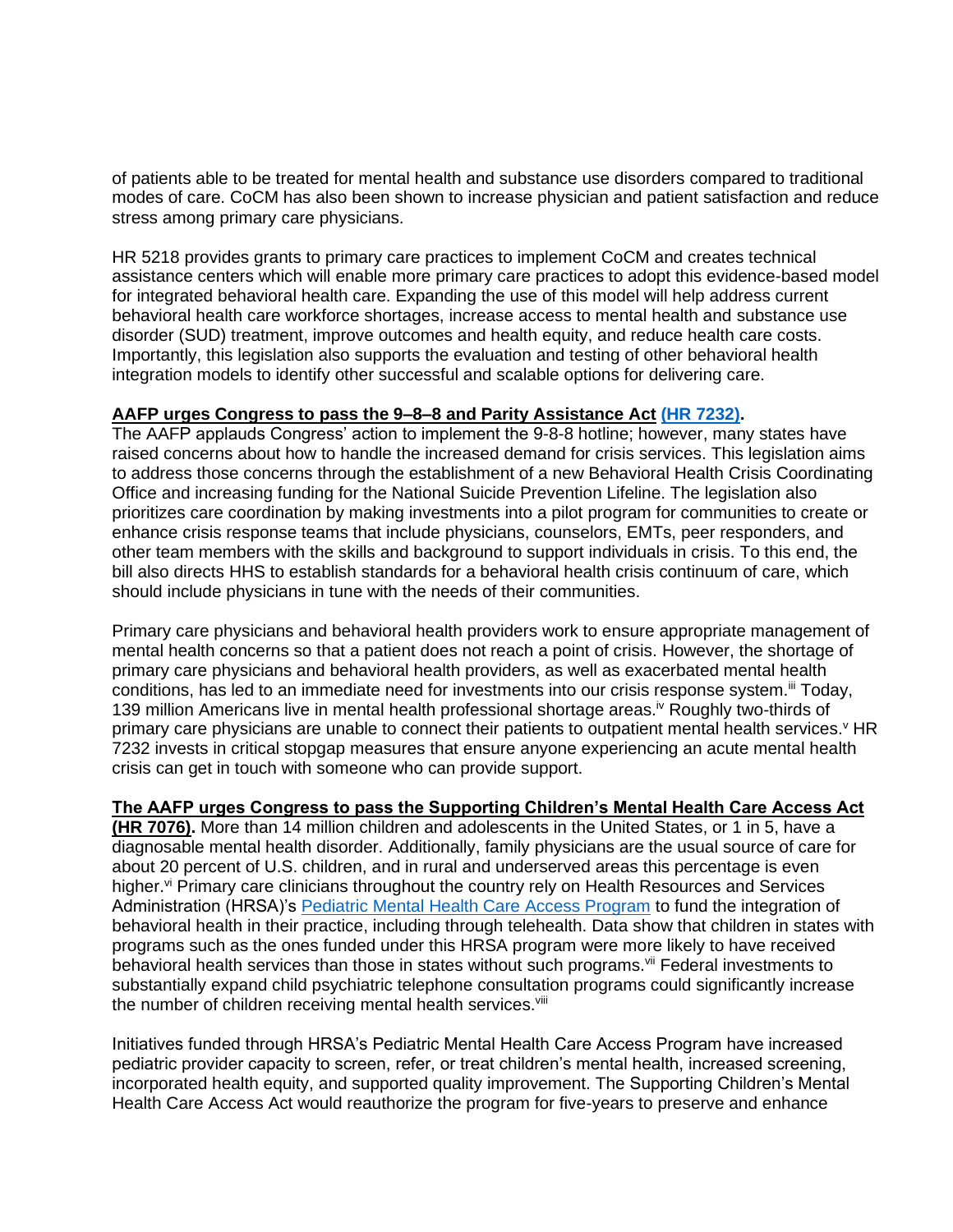of patients able to be treated for mental health and substance use disorders compared to traditional modes of care. CoCM has also been shown to increase physician and patient satisfaction and reduce stress among primary care physicians.

HR 5218 provides grants to primary care practices to implement CoCM and creates technical assistance centers which will enable more primary care practices to adopt this evidence-based model for integrated behavioral health care. Expanding the use of this model will help address current behavioral health care workforce shortages, increase access to mental health and substance use disorder (SUD) treatment, improve outcomes and health equity, and reduce health care costs. Importantly, this legislation also supports the evaluation and testing of other behavioral health integration models to identify other successful and scalable options for delivering care.

**AAFP urges Congress to pass the 9–8–8 and Parity Assistance Act [(HR 7232)](#).**
The AAFP applauds Congress' action to implement the 9-8-8 hotline; however, many states have raised concerns about how to handle the increased demand for crisis services. This legislation aims to address those concerns through the establishment of a new Behavioral Health Crisis Coordinating Office and increasing funding for the National Suicide Prevention Lifeline. The legislation also prioritizes care coordination by making investments into a pilot program for communities to create or enhance crisis response teams that include physicians, counselors, EMTs, peer responders, and other team members with the skills and background to support individuals in crisis. To this end, the bill also directs HHS to establish standards for a behavioral health crisis continuum of care, which should include physicians in tune with the needs of their communities.

Primary care physicians and behavioral health providers work to ensure appropriate management of mental health concerns so that a patient does not reach a point of crisis. However, the shortage of primary care physicians and behavioral health providers, as well as exacerbated mental health conditions, has led to an immediate need for investments into our crisis response system.[iii] Today, 139 million Americans live in mental health professional shortage areas.[iv] Roughly two-thirds of primary care physicians are unable to connect their patients to outpatient mental health services.[v] HR 7232 invests in critical stopgap measures that ensure anyone experiencing an acute mental health crisis can get in touch with someone who can provide support.

**The AAFP urges Congress to pass the Supporting Children's Mental Health Care Access Act (HR 7076).** More than 14 million children and adolescents in the United States, or 1 in 5, have a diagnosable mental health disorder. Additionally, family physicians are the usual source of care for about 20 percent of U.S. children, and in rural and underserved areas this percentage is even higher.[vi] Primary care clinicians throughout the country rely on Health Resources and Services Administration (HRSA)'s [Pediatric Mental Health Care Access Program](#) to fund the integration of behavioral health in their practice, including through telehealth. Data show that children in states with programs such as the ones funded under this HRSA program were more likely to have received behavioral health services than those in states without such programs.[vii] Federal investments to substantially expand child psychiatric telephone consultation programs could significantly increase the number of children receiving mental health services.[viii]

Initiatives funded through HRSA's Pediatric Mental Health Care Access Program have increased pediatric provider capacity to screen, refer, or treat children's mental health, increased screening, incorporated health equity, and supported quality improvement. The Supporting Children's Mental Health Care Access Act would reauthorize the program for five-years to preserve and enhance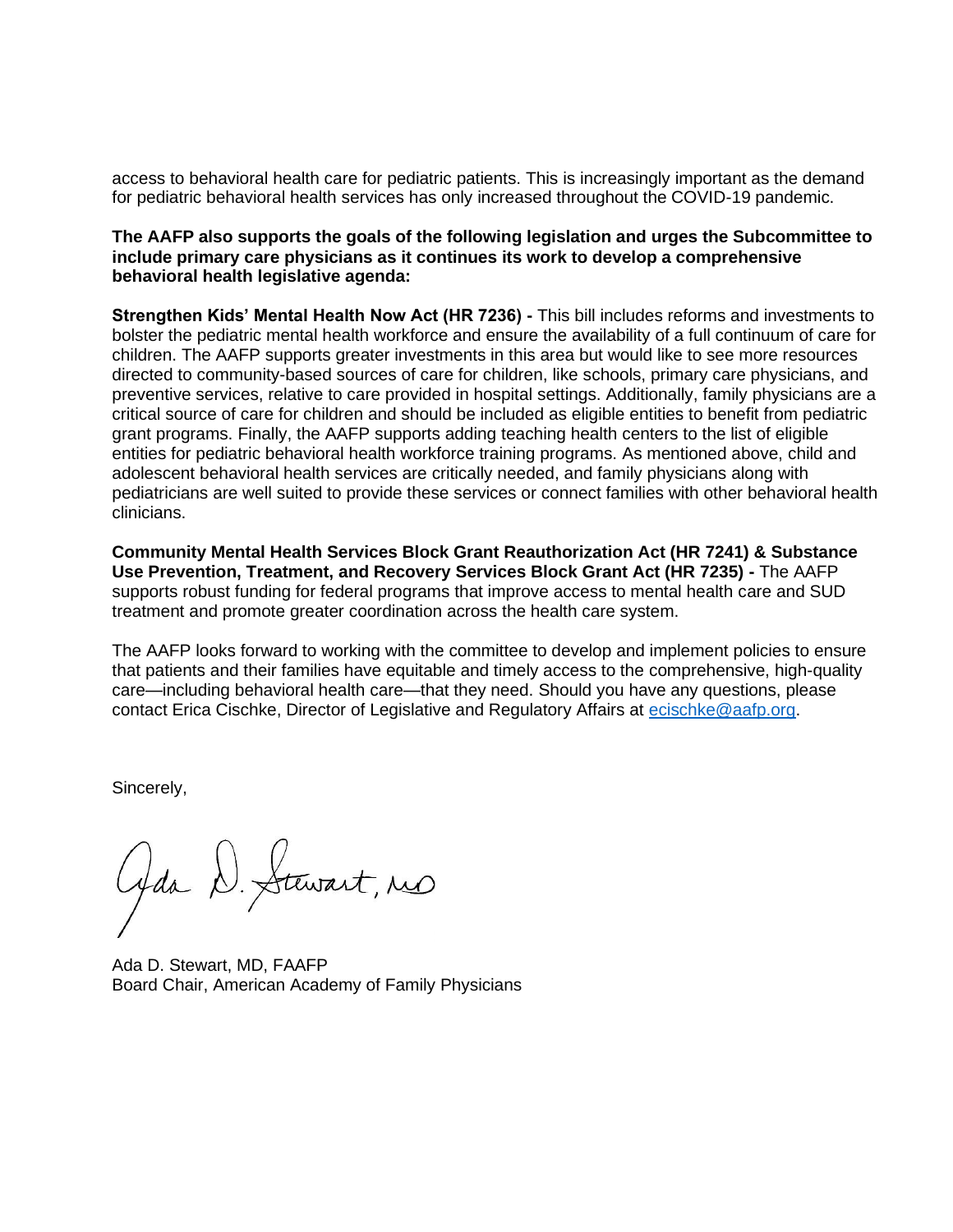access to behavioral health care for pediatric patients. This is increasingly important as the demand for pediatric behavioral health services has only increased throughout the COVID-19 pandemic.

**The AAFP also supports the goals of the following legislation and urges the Subcommittee to include primary care physicians as it continues its work to develop a comprehensive behavioral health legislative agenda:**

**Strengthen Kids' Mental Health Now Act (HR 7236) -** This bill includes reforms and investments to bolster the pediatric mental health workforce and ensure the availability of a full continuum of care for children. The AAFP supports greater investments in this area but would like to see more resources directed to community-based sources of care for children, like schools, primary care physicians, and preventive services, relative to care provided in hospital settings. Additionally, family physicians are a critical source of care for children and should be included as eligible entities to benefit from pediatric grant programs. Finally, the AAFP supports adding teaching health centers to the list of eligible entities for pediatric behavioral health workforce training programs. As mentioned above, child and adolescent behavioral health services are critically needed, and family physicians along with pediatricians are well suited to provide these services or connect families with other behavioral health clinicians.

**Community Mental Health Services Block Grant Reauthorization Act (HR 7241) & Substance Use Prevention, Treatment, and Recovery Services Block Grant Act (HR 7235) -** The AAFP supports robust funding for federal programs that improve access to mental health care and SUD treatment and promote greater coordination across the health care system.

The AAFP looks forward to working with the committee to develop and implement policies to ensure that patients and their families have equitable and timely access to the comprehensive, high-quality care—including behavioral health care—that they need. Should you have any questions, please contact Erica Cischke, Director of Legislative and Regulatory Affairs at ecischke@aafp.org.

Sincerely,

Ada D. Stewart, MD

Ada D. Stewart, MD, FAAFP
Board Chair, American Academy of Family Physicians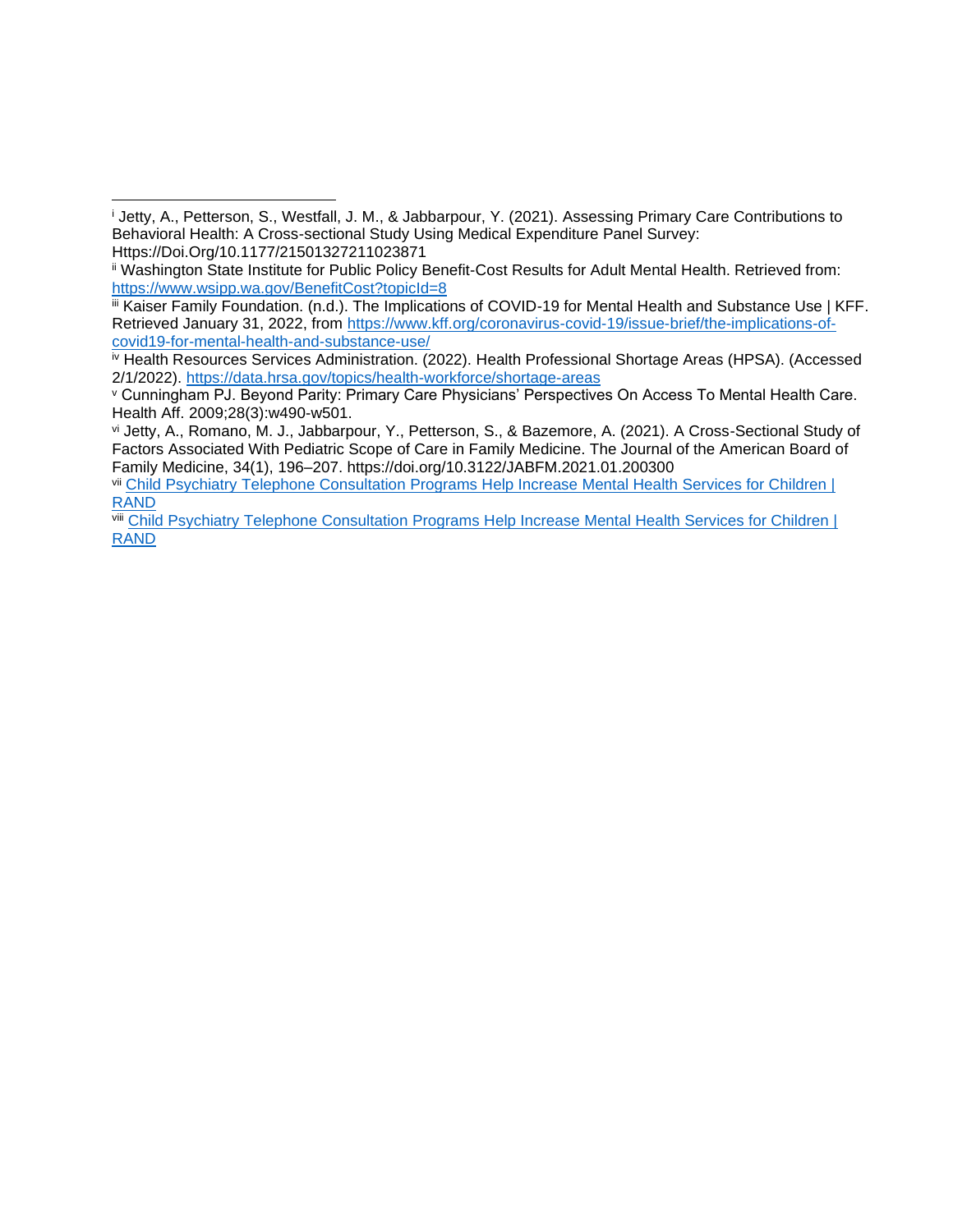[i] Jetty, A., Petterson, S., Westfall, J. M., & Jabbarpour, Y. (2021). Assessing Primary Care Contributions to Behavioral Health: A Cross-sectional Study Using Medical Expenditure Panel Survey: Https://Doi.Org/10.1177/21501327211023871

[ii] Washington State Institute for Public Policy Benefit-Cost Results for Adult Mental Health. Retrieved from: [https://www.wsipp.wa.gov/BenefitCost?topicId=8](https://www.wsipp.wa.gov/BenefitCost?topicId=8)

[iii] Kaiser Family Foundation. (n.d.). The Implications of COVID-19 for Mental Health and Substance Use | KFF. Retrieved January 31, 2022, from [https://www.kff.org/coronavirus-covid-19/issue-brief/the-implications-of-covid19-for-mental-health-and-substance-use/](https://www.kff.org/coronavirus-covid-19/issue-brief/the-implications-of-covid19-for-mental-health-and-substance-use/)

[iv] Health Resources Services Administration. (2022). Health Professional Shortage Areas (HPSA). (Accessed 2/1/2022). [https://data.hrsa.gov/topics/health-workforce/shortage-areas](https://data.hrsa.gov/topics/health-workforce/shortage-areas)

[v] Cunningham PJ. Beyond Parity: Primary Care Physicians' Perspectives On Access To Mental Health Care. Health Aff. 2009;28(3):w490-w501.

[vi] Jetty, A., Romano, M. J., Jabbarpour, Y., Petterson, S., & Bazemore, A. (2021). A Cross-Sectional Study of Factors Associated With Pediatric Scope of Care in Family Medicine. The Journal of the American Board of Family Medicine, 34(1), 196–207. https://doi.org/10.3122/JABFM.2021.01.200300

[vii] Child Psychiatry Telephone Consultation Programs Help Increase Mental Health Services for Children | RAND

[viii] Child Psychiatry Telephone Consultation Programs Help Increase Mental Health Services for Children | RAND